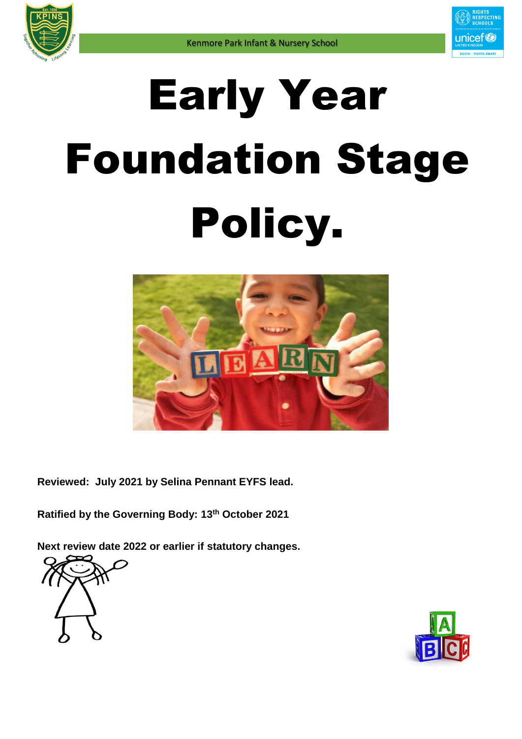Kenmore Park Infant & Nursery School

# Early Year Foundation Stage Policy.

**Reviewed: July 2021 by Selina Pennant EYFS lead.**

**Ratified by the Governing Body: 13th October 2021**

**Next review date 2022 or earlier if statutory changes.**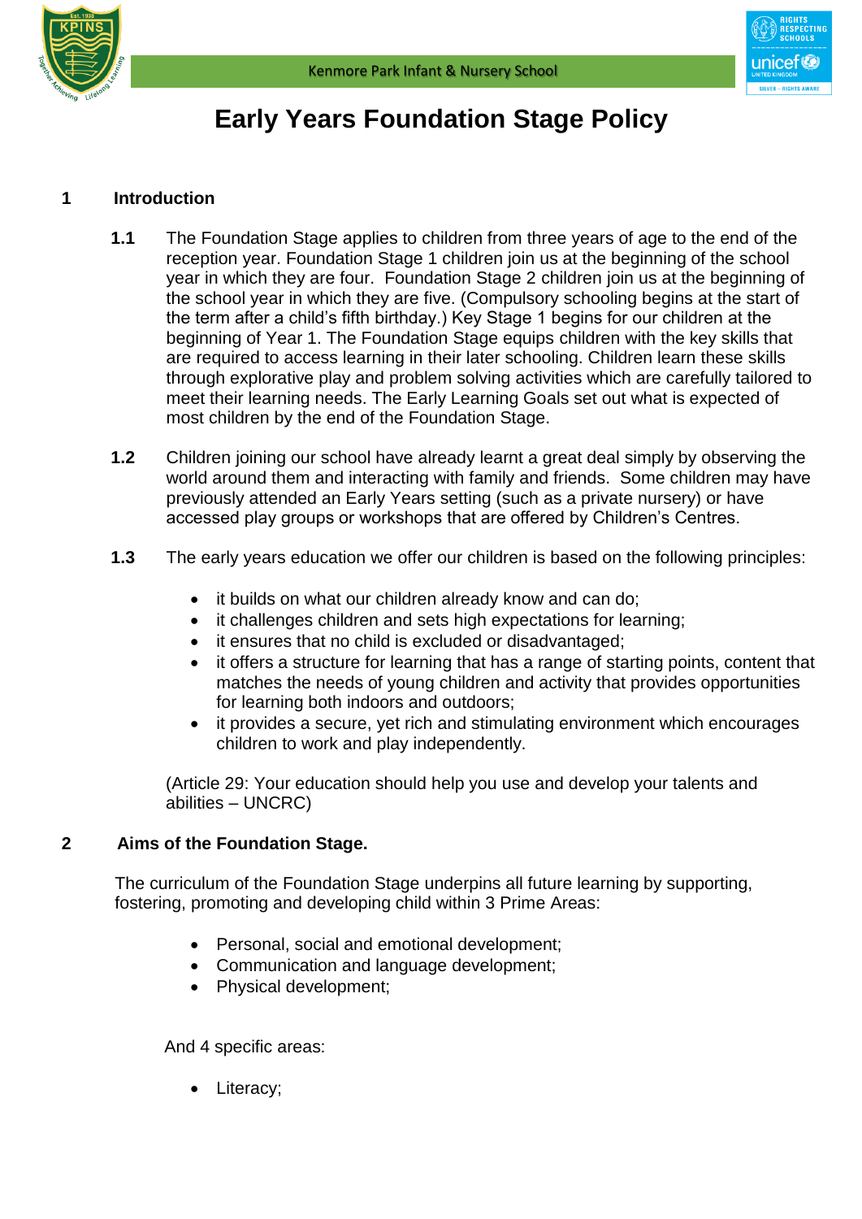# Early Years Foundation Stage Policy

## 1 Introduction

**1.1** The Foundation Stage applies to children from three years of age to the end of the reception year. Foundation Stage 1 children join us at the beginning of the school year in which they are four. Foundation Stage 2 children join us at the beginning of the school year in which they are five. (Compulsory schooling begins at the start of the term after a child's fifth birthday.) Key Stage 1 begins for our children at the beginning of Year 1. The Foundation Stage equips children with the key skills that are required to access learning in their later schooling. Children learn these skills through explorative play and problem solving activities which are carefully tailored to meet their learning needs. The Early Learning Goals set out what is expected of most children by the end of the Foundation Stage.

**1.2** Children joining our school have already learnt a great deal simply by observing the world around them and interacting with family and friends. Some children may have previously attended an Early Years setting (such as a private nursery) or have accessed play groups or workshops that are offered by Children's Centres.

**1.3** The early years education we offer our children is based on the following principles:

- it builds on what our children already know and can do;
- it challenges children and sets high expectations for learning;
- it ensures that no child is excluded or disadvantaged;
- it offers a structure for learning that has a range of starting points, content that matches the needs of young children and activity that provides opportunities for learning both indoors and outdoors;
- it provides a secure, yet rich and stimulating environment which encourages children to work and play independently.

(Article 29: Your education should help you use and develop your talents and abilities – UNCRC)

## 2 Aims of the Foundation Stage.

The curriculum of the Foundation Stage underpins all future learning by supporting, fostering, promoting and developing child within 3 Prime Areas:

- Personal, social and emotional development;
- Communication and language development;
- Physical development;

And 4 specific areas:

- Literacy;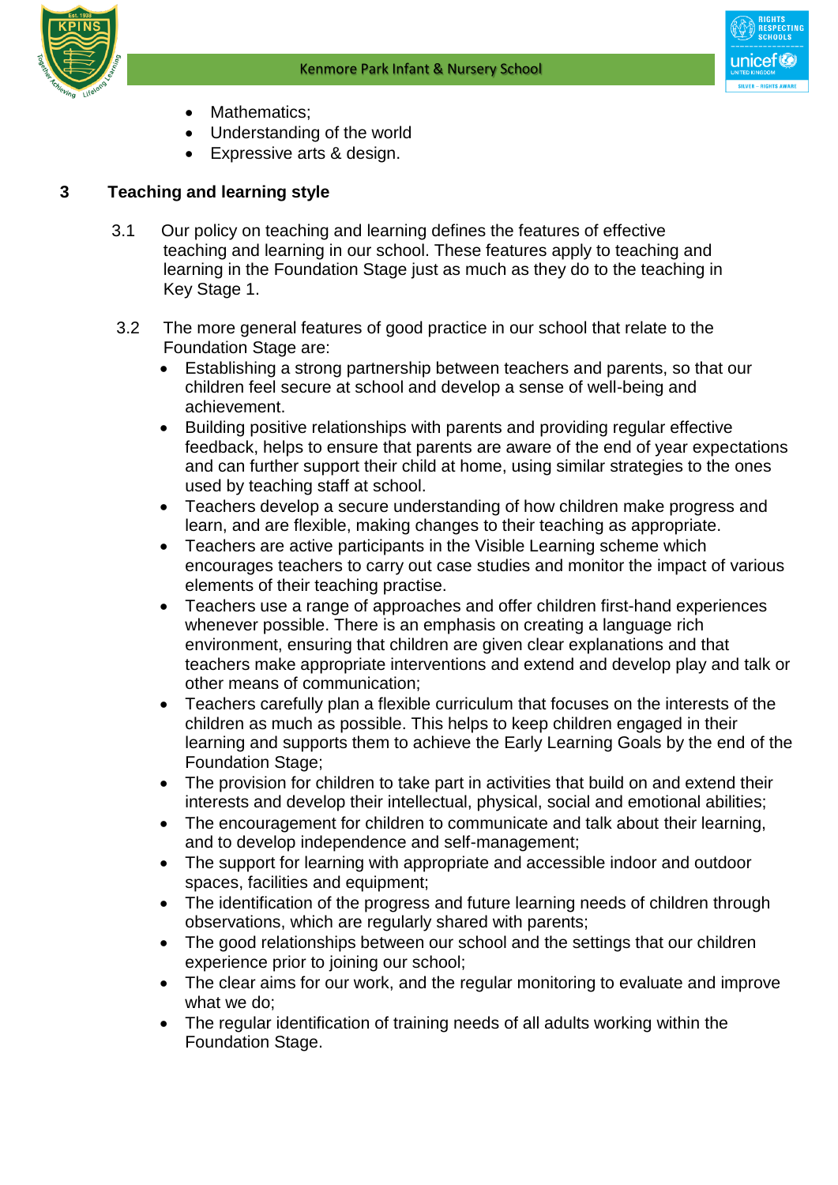- Mathematics;
- Understanding of the world
- Expressive arts & design.

## 3 Teaching and learning style

3.1 Our policy on teaching and learning defines the features of effective teaching and learning in our school. These features apply to teaching and learning in the Foundation Stage just as much as they do to the teaching in Key Stage 1.

3.2 The more general features of good practice in our school that relate to the Foundation Stage are:

- Establishing a strong partnership between teachers and parents, so that our children feel secure at school and develop a sense of well-being and achievement.
- Building positive relationships with parents and providing regular effective feedback, helps to ensure that parents are aware of the end of year expectations and can further support their child at home, using similar strategies to the ones used by teaching staff at school.
- Teachers develop a secure understanding of how children make progress and learn, and are flexible, making changes to their teaching as appropriate.
- Teachers are active participants in the Visible Learning scheme which encourages teachers to carry out case studies and monitor the impact of various elements of their teaching practise.
- Teachers use a range of approaches and offer children first-hand experiences whenever possible. There is an emphasis on creating a language rich environment, ensuring that children are given clear explanations and that teachers make appropriate interventions and extend and develop play and talk or other means of communication;
- Teachers carefully plan a flexible curriculum that focuses on the interests of the children as much as possible. This helps to keep children engaged in their learning and supports them to achieve the Early Learning Goals by the end of the Foundation Stage;
- The provision for children to take part in activities that build on and extend their interests and develop their intellectual, physical, social and emotional abilities;
- The encouragement for children to communicate and talk about their learning, and to develop independence and self-management;
- The support for learning with appropriate and accessible indoor and outdoor spaces, facilities and equipment;
- The identification of the progress and future learning needs of children through observations, which are regularly shared with parents;
- The good relationships between our school and the settings that our children experience prior to joining our school;
- The clear aims for our work, and the regular monitoring to evaluate and improve what we do;
- The regular identification of training needs of all adults working within the Foundation Stage.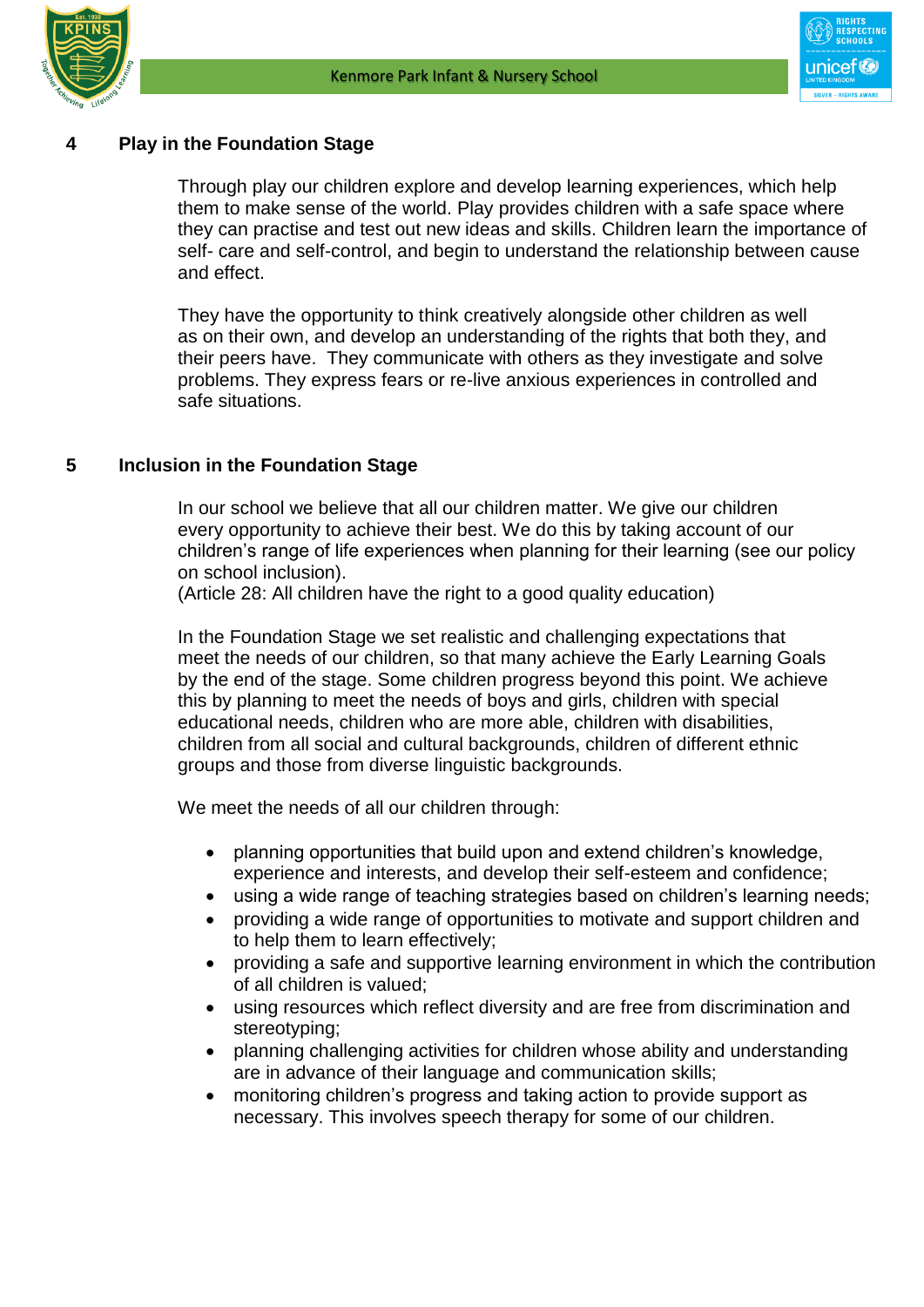## 4 Play in the Foundation Stage

Through play our children explore and develop learning experiences, which help them to make sense of the world. Play provides children with a safe space where they can practise and test out new ideas and skills. Children learn the importance of self- care and self-control, and begin to understand the relationship between cause and effect.

They have the opportunity to think creatively alongside other children as well as on their own, and develop an understanding of the rights that both they, and their peers have. They communicate with others as they investigate and solve problems. They express fears or re-live anxious experiences in controlled and safe situations.

## 5 Inclusion in the Foundation Stage

In our school we believe that all our children matter. We give our children every opportunity to achieve their best. We do this by taking account of our children's range of life experiences when planning for their learning (see our policy on school inclusion).
(Article 28: All children have the right to a good quality education)

In the Foundation Stage we set realistic and challenging expectations that meet the needs of our children, so that many achieve the Early Learning Goals by the end of the stage. Some children progress beyond this point. We achieve this by planning to meet the needs of boys and girls, children with special educational needs, children who are more able, children with disabilities, children from all social and cultural backgrounds, children of different ethnic groups and those from diverse linguistic backgrounds.

We meet the needs of all our children through:

- planning opportunities that build upon and extend children's knowledge, experience and interests, and develop their self-esteem and confidence;
- using a wide range of teaching strategies based on children's learning needs;
- providing a wide range of opportunities to motivate and support children and to help them to learn effectively;
- providing a safe and supportive learning environment in which the contribution of all children is valued;
- using resources which reflect diversity and are free from discrimination and stereotyping;
- planning challenging activities for children whose ability and understanding are in advance of their language and communication skills;
- monitoring children's progress and taking action to provide support as necessary. This involves speech therapy for some of our children.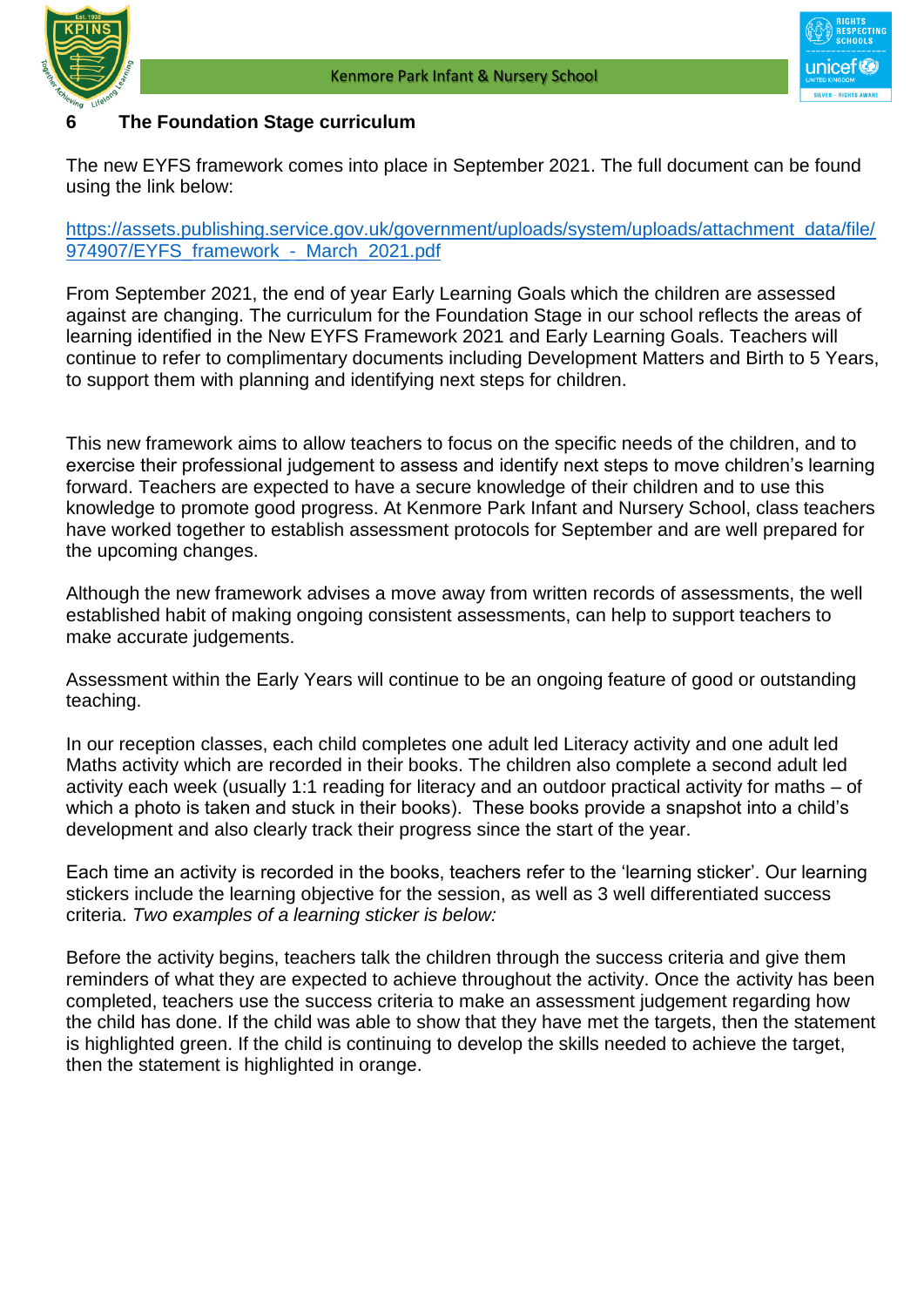## 6 The Foundation Stage curriculum

The new EYFS framework comes into place in September 2021. The full document can be found using the link below:

https://assets.publishing.service.gov.uk/government/uploads/system/uploads/attachment_data/file/974907/EYFS_framework_-_March_2021.pdf

From September 2021, the end of year Early Learning Goals which the children are assessed against are changing. The curriculum for the Foundation Stage in our school reflects the areas of learning identified in the New EYFS Framework 2021 and Early Learning Goals. Teachers will continue to refer to complimentary documents including Development Matters and Birth to 5 Years, to support them with planning and identifying next steps for children.

This new framework aims to allow teachers to focus on the specific needs of the children, and to exercise their professional judgement to assess and identify next steps to move children's learning forward. Teachers are expected to have a secure knowledge of their children and to use this knowledge to promote good progress. At Kenmore Park Infant and Nursery School, class teachers have worked together to establish assessment protocols for September and are well prepared for the upcoming changes.

Although the new framework advises a move away from written records of assessments, the well established habit of making ongoing consistent assessments, can help to support teachers to make accurate judgements.

Assessment within the Early Years will continue to be an ongoing feature of good or outstanding teaching.

In our reception classes, each child completes one adult led Literacy activity and one adult led Maths activity which are recorded in their books. The children also complete a second adult led activity each week (usually 1:1 reading for literacy and an outdoor practical activity for maths – of which a photo is taken and stuck in their books). These books provide a snapshot into a child's development and also clearly track their progress since the start of the year.

Each time an activity is recorded in the books, teachers refer to the 'learning sticker'. Our learning stickers include the learning objective for the session, as well as 3 well differentiated success criteria. *Two examples of a learning sticker is below:*

Before the activity begins, teachers talk the children through the success criteria and give them reminders of what they are expected to achieve throughout the activity. Once the activity has been completed, teachers use the success criteria to make an assessment judgement regarding how the child has done. If the child was able to show that they have met the targets, then the statement is highlighted green. If the child is continuing to develop the skills needed to achieve the target, then the statement is highlighted in orange.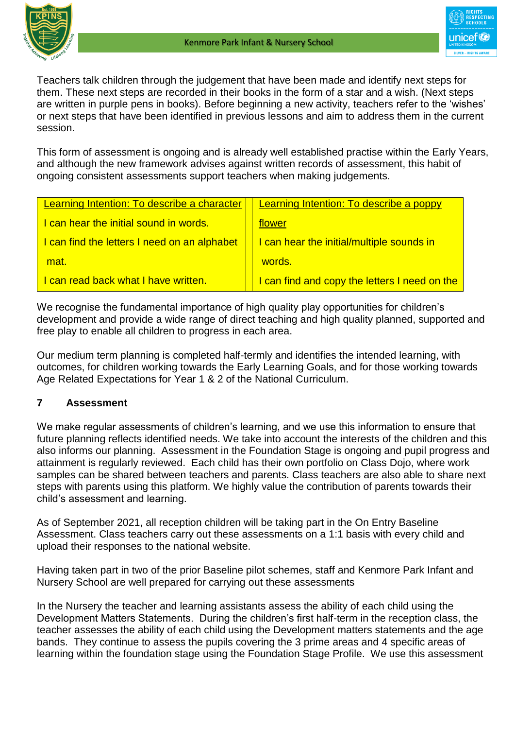Teachers talk children through the judgement that have been made and identify next steps for them. These next steps are recorded in their books in the form of a star and a wish. (Next steps are written in purple pens in books). Before beginning a new activity, teachers refer to the 'wishes' or next steps that have been identified in previous lessons and aim to address them in the current session.

This form of assessment is ongoing and is already well established practise within the Early Years, and although the new framework advises against written records of assessment, this habit of ongoing consistent assessments support teachers when making judgements.

| | |
|---|---|
| Learning Intention: To describe a character<br>I can hear the initial sound in words.<br>I can find the letters I need on an alphabet mat.<br>I can read back what I have written. | Learning Intention: To describe a poppy flower<br>I can hear the initial/multiple sounds in words.<br>I can find and copy the letters I need on the |

We recognise the fundamental importance of high quality play opportunities for children's development and provide a wide range of direct teaching and high quality planned, supported and free play to enable all children to progress in each area.

Our medium term planning is completed half-termly and identifies the intended learning, with outcomes, for children working towards the Early Learning Goals, and for those working towards Age Related Expectations for Year 1 & 2 of the National Curriculum.

## 7 Assessment

We make regular assessments of children's learning, and we use this information to ensure that future planning reflects identified needs. We take into account the interests of the children and this also informs our planning. Assessment in the Foundation Stage is ongoing and pupil progress and attainment is regularly reviewed. Each child has their own portfolio on Class Dojo, where work samples can be shared between teachers and parents. Class teachers are also able to share next steps with parents using this platform. We highly value the contribution of parents towards their child's assessment and learning.

As of September 2021, all reception children will be taking part in the On Entry Baseline Assessment. Class teachers carry out these assessments on a 1:1 basis with every child and upload their responses to the national website.

Having taken part in two of the prior Baseline pilot schemes, staff and Kenmore Park Infant and Nursery School are well prepared for carrying out these assessments

In the Nursery the teacher and learning assistants assess the ability of each child using the Development Matters Statements. During the children's first half-term in the reception class, the teacher assesses the ability of each child using the Development matters statements and the age bands. They continue to assess the pupils covering the 3 prime areas and 4 specific areas of learning within the foundation stage using the Foundation Stage Profile. We use this assessment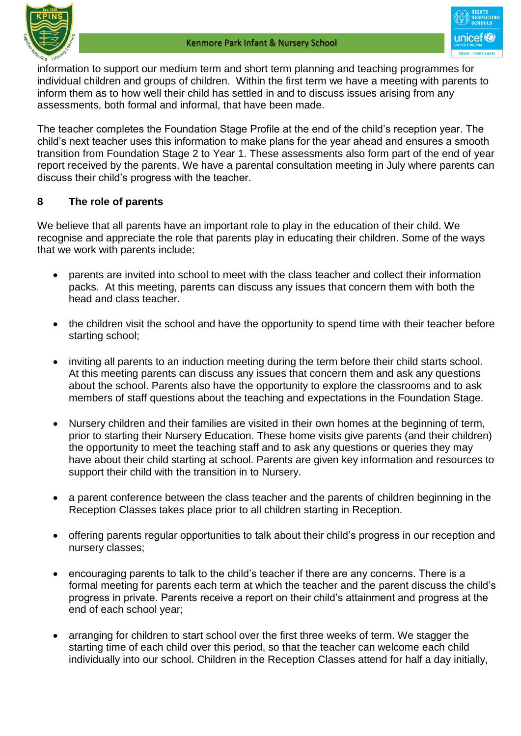information to support our medium term and short term planning and teaching programmes for individual children and groups of children. Within the first term we have a meeting with parents to inform them as to how well their child has settled in and to discuss issues arising from any assessments, both formal and informal, that have been made.

The teacher completes the Foundation Stage Profile at the end of the child's reception year. The child's next teacher uses this information to make plans for the year ahead and ensures a smooth transition from Foundation Stage 2 to Year 1. These assessments also form part of the end of year report received by the parents. We have a parental consultation meeting in July where parents can discuss their child's progress with the teacher.

## 8 The role of parents

We believe that all parents have an important role to play in the education of their child. We recognise and appreciate the role that parents play in educating their children. Some of the ways that we work with parents include:

- parents are invited into school to meet with the class teacher and collect their information packs. At this meeting, parents can discuss any issues that concern them with both the head and class teacher.

- the children visit the school and have the opportunity to spend time with their teacher before starting school;

- inviting all parents to an induction meeting during the term before their child starts school. At this meeting parents can discuss any issues that concern them and ask any questions about the school. Parents also have the opportunity to explore the classrooms and to ask members of staff questions about the teaching and expectations in the Foundation Stage.

- Nursery children and their families are visited in their own homes at the beginning of term, prior to starting their Nursery Education. These home visits give parents (and their children) the opportunity to meet the teaching staff and to ask any questions or queries they may have about their child starting at school. Parents are given key information and resources to support their child with the transition in to Nursery.

- a parent conference between the class teacher and the parents of children beginning in the Reception Classes takes place prior to all children starting in Reception.

- offering parents regular opportunities to talk about their child's progress in our reception and nursery classes;

- encouraging parents to talk to the child's teacher if there are any concerns. There is a formal meeting for parents each term at which the teacher and the parent discuss the child's progress in private. Parents receive a report on their child's attainment and progress at the end of each school year;

- arranging for children to start school over the first three weeks of term. We stagger the starting time of each child over this period, so that the teacher can welcome each child individually into our school. Children in the Reception Classes attend for half a day initially,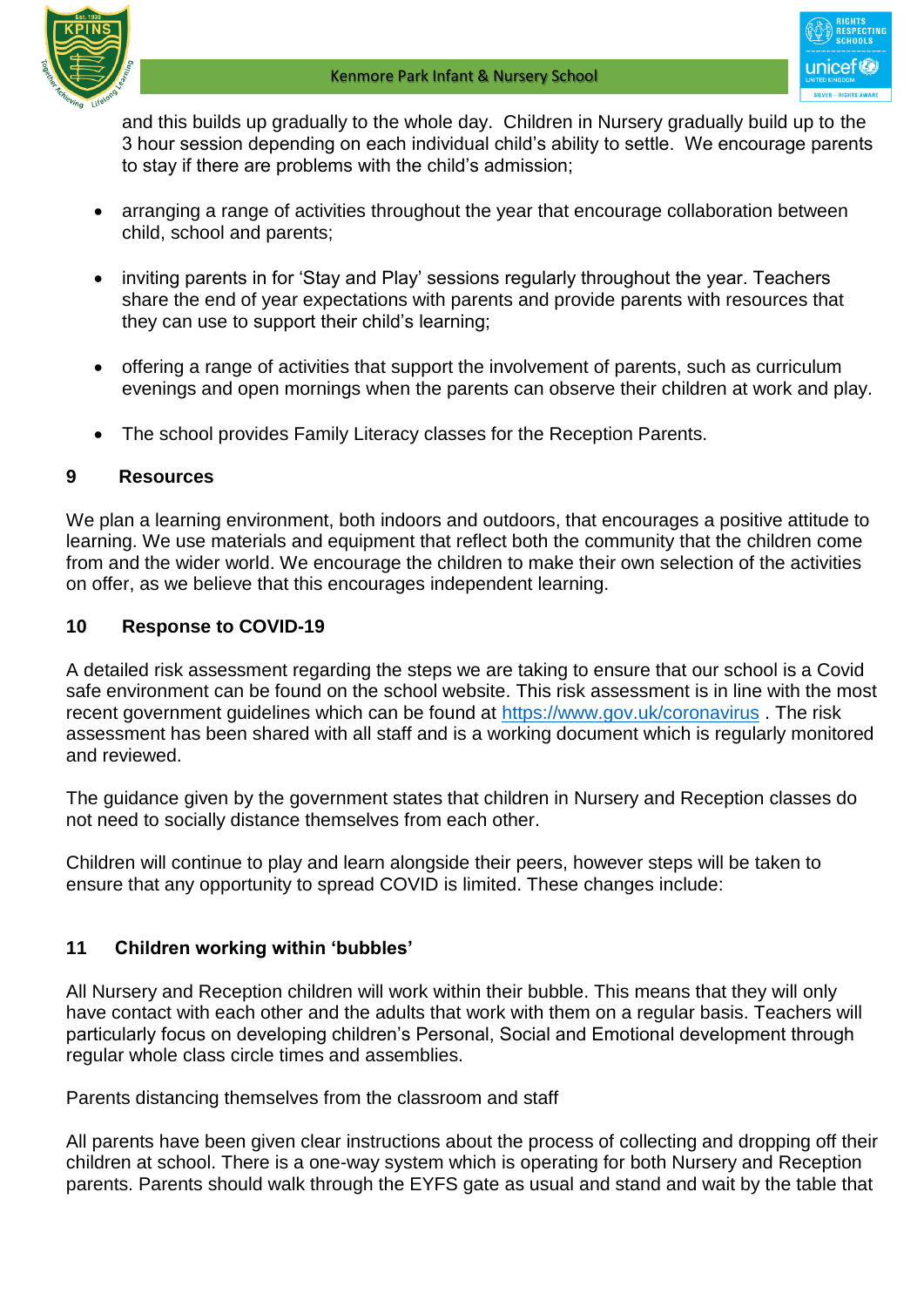and this builds up gradually to the whole day. Children in Nursery gradually build up to the 3 hour session depending on each individual child's ability to settle. We encourage parents to stay if there are problems with the child's admission;

- arranging a range of activities throughout the year that encourage collaboration between child, school and parents;
- inviting parents in for 'Stay and Play' sessions regularly throughout the year. Teachers share the end of year expectations with parents and provide parents with resources that they can use to support their child's learning;
- offering a range of activities that support the involvement of parents, such as curriculum evenings and open mornings when the parents can observe their children at work and play.
- The school provides Family Literacy classes for the Reception Parents.

## 9 Resources

We plan a learning environment, both indoors and outdoors, that encourages a positive attitude to learning. We use materials and equipment that reflect both the community that the children come from and the wider world. We encourage the children to make their own selection of the activities on offer, as we believe that this encourages independent learning.

## 10 Response to COVID-19

A detailed risk assessment regarding the steps we are taking to ensure that our school is a Covid safe environment can be found on the school website. This risk assessment is in line with the most recent government guidelines which can be found at https://www.gov.uk/coronavirus . The risk assessment has been shared with all staff and is a working document which is regularly monitored and reviewed.

The guidance given by the government states that children in Nursery and Reception classes do not need to socially distance themselves from each other.

Children will continue to play and learn alongside their peers, however steps will be taken to ensure that any opportunity to spread COVID is limited. These changes include:

## 11 Children working within 'bubbles'

All Nursery and Reception children will work within their bubble. This means that they will only have contact with each other and the adults that work with them on a regular basis. Teachers will particularly focus on developing children's Personal, Social and Emotional development through regular whole class circle times and assemblies.

Parents distancing themselves from the classroom and staff

All parents have been given clear instructions about the process of collecting and dropping off their children at school. There is a one-way system which is operating for both Nursery and Reception parents. Parents should walk through the EYFS gate as usual and stand and wait by the table that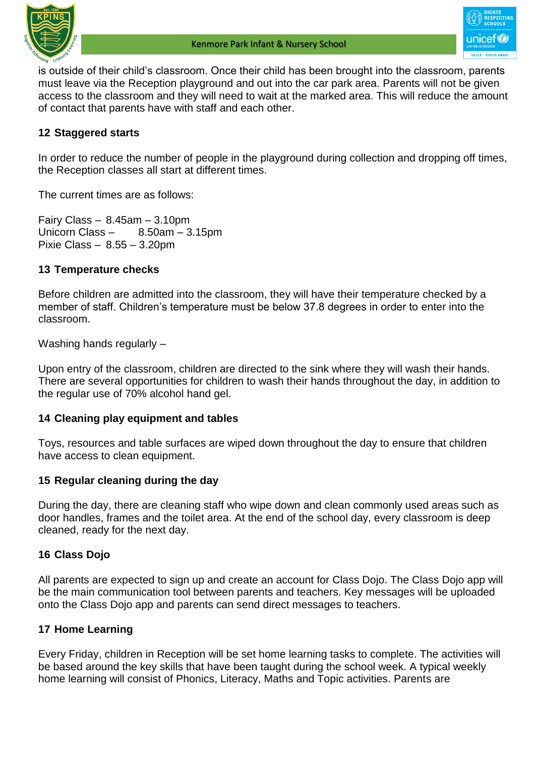is outside of their child's classroom. Once their child has been brought into the classroom, parents must leave via the Reception playground and out into the car park area. Parents will not be given access to the classroom and they will need to wait at the marked area. This will reduce the amount of contact that parents have with staff and each other.

### 12 Staggered starts

In order to reduce the number of people in the playground during collection and dropping off times, the Reception classes all start at different times.

The current times are as follows:

Fairy Class – 8.45am – 3.10pm
Unicorn Class – 8.50am – 3.15pm
Pixie Class – 8.55 – 3.20pm

### 13 Temperature checks

Before children are admitted into the classroom, they will have their temperature checked by a member of staff. Children's temperature must be below 37.8 degrees in order to enter into the classroom.

Washing hands regularly –

Upon entry of the classroom, children are directed to the sink where they will wash their hands. There are several opportunities for children to wash their hands throughout the day, in addition to the regular use of 70% alcohol hand gel.

### 14 Cleaning play equipment and tables

Toys, resources and table surfaces are wiped down throughout the day to ensure that children have access to clean equipment.

### 15 Regular cleaning during the day

During the day, there are cleaning staff who wipe down and clean commonly used areas such as door handles, frames and the toilet area. At the end of the school day, every classroom is deep cleaned, ready for the next day.

### 16 Class Dojo

All parents are expected to sign up and create an account for Class Dojo. The Class Dojo app will be the main communication tool between parents and teachers. Key messages will be uploaded onto the Class Dojo app and parents can send direct messages to teachers.

### 17 Home Learning

Every Friday, children in Reception will be set home learning tasks to complete. The activities will be based around the key skills that have been taught during the school week. A typical weekly home learning will consist of Phonics, Literacy, Maths and Topic activities. Parents are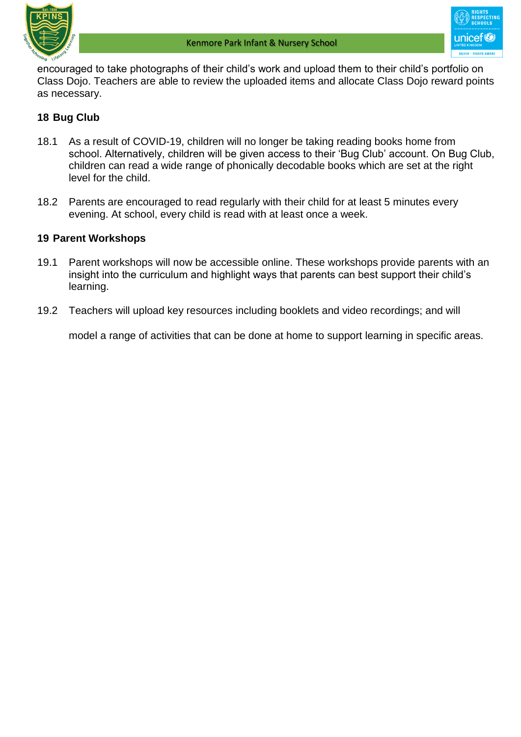encouraged to take photographs of their child's work and upload them to their child's portfolio on Class Dojo. Teachers are able to review the uploaded items and allocate Class Dojo reward points as necessary.

## 18 Bug Club

18.1 As a result of COVID-19, children will no longer be taking reading books home from school. Alternatively, children will be given access to their 'Bug Club' account. On Bug Club, children can read a wide range of phonically decodable books which are set at the right level for the child.

18.2 Parents are encouraged to read regularly with their child for at least 5 minutes every evening. At school, every child is read with at least once a week.

## 19 Parent Workshops

19.1 Parent workshops will now be accessible online. These workshops provide parents with an insight into the curriculum and highlight ways that parents can best support their child's learning.

19.2 Teachers will upload key resources including booklets and video recordings; and will

model a range of activities that can be done at home to support learning in specific areas.